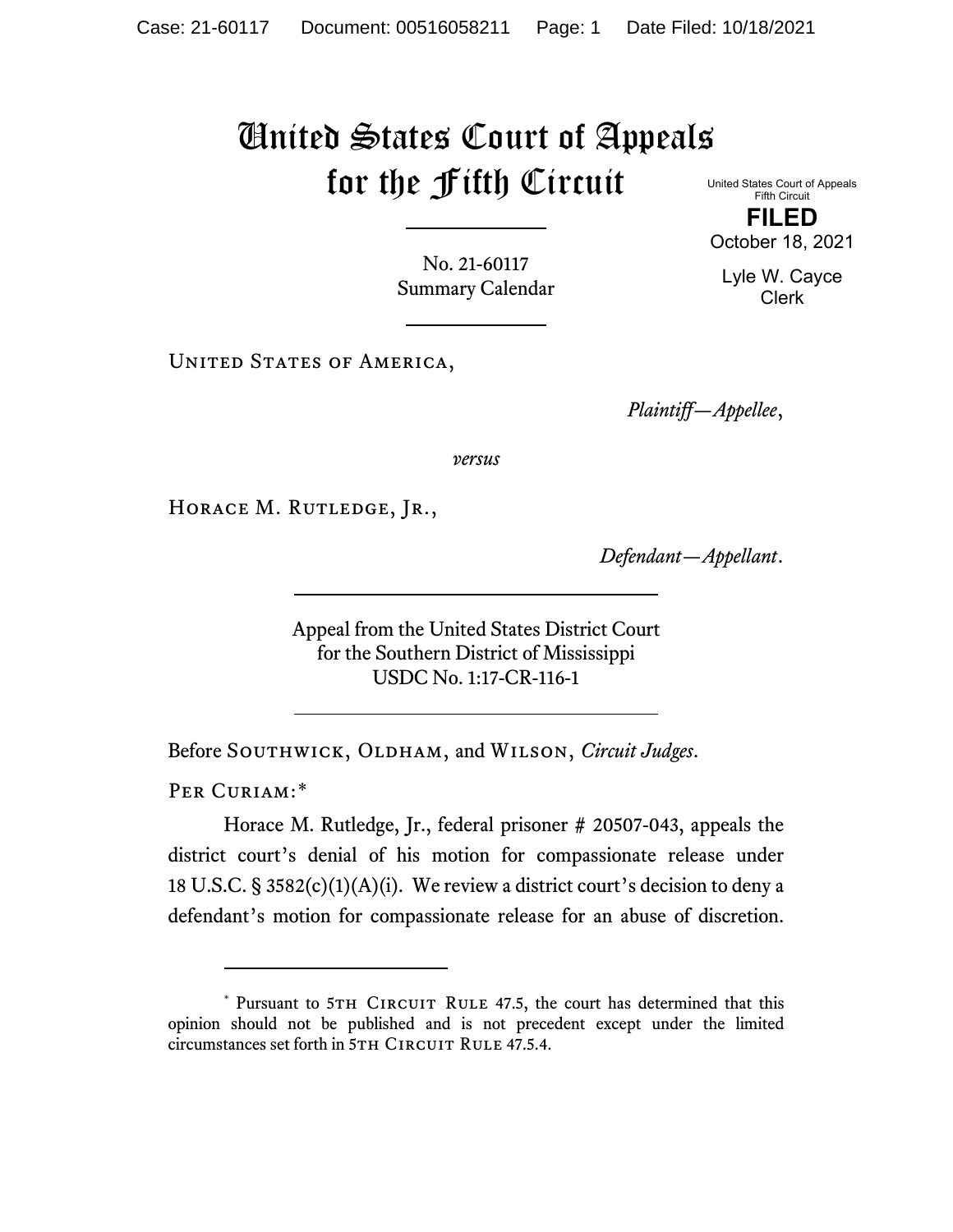# United States Court of Appeals for the Fifth Circuit

United States Court of Appeals
Fifth Circuit

**FILED**

October 18, 2021

Lyle W. Cayce
Clerk

No. 21-60117
Summary Calendar

United States of America,

*Plaintiff—Appellee*,

*versus*

Horace M. Rutledge, Jr.,

*Defendant—Appellant*.

Appeal from the United States District Court
for the Southern District of Mississippi
USDC No. 1:17-CR-116-1

Before Southwick, Oldham, and Wilson, *Circuit Judges*.

Per Curiam:*

Horace M. Rutledge, Jr., federal prisoner # 20507-043, appeals the district court's denial of his motion for compassionate release under 18 U.S.C. § 3582(c)(1)(A)(i). We review a district court's decision to deny a defendant's motion for compassionate release for an abuse of discretion.

---

* Pursuant to 5th Circuit Rule 47.5, the court has determined that this opinion should not be published and is not precedent except under the limited circumstances set forth in 5th Circuit Rule 47.5.4.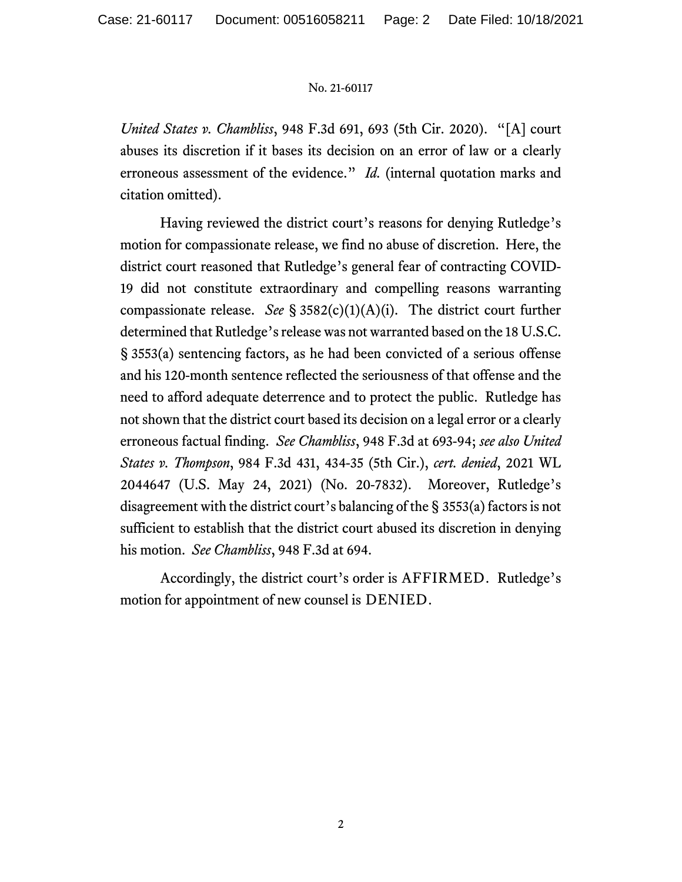*United States v. Chambliss*, 948 F.3d 691, 693 (5th Cir. 2020). "[A] court abuses its discretion if it bases its decision on an error of law or a clearly erroneous assessment of the evidence." *Id.* (internal quotation marks and citation omitted).

Having reviewed the district court's reasons for denying Rutledge's motion for compassionate release, we find no abuse of discretion. Here, the district court reasoned that Rutledge's general fear of contracting COVID-19 did not constitute extraordinary and compelling reasons warranting compassionate release. *See* § 3582(c)(1)(A)(i). The district court further determined that Rutledge's release was not warranted based on the 18 U.S.C. § 3553(a) sentencing factors, as he had been convicted of a serious offense and his 120-month sentence reflected the seriousness of that offense and the need to afford adequate deterrence and to protect the public. Rutledge has not shown that the district court based its decision on a legal error or a clearly erroneous factual finding. *See Chambliss*, 948 F.3d at 693-94; *see also United States v. Thompson*, 984 F.3d 431, 434-35 (5th Cir.), *cert. denied*, 2021 WL 2044647 (U.S. May 24, 2021) (No. 20-7832). Moreover, Rutledge's disagreement with the district court's balancing of the § 3553(a) factors is not sufficient to establish that the district court abused its discretion in denying his motion. *See Chambliss*, 948 F.3d at 694.

Accordingly, the district court's order is AFFIRMED. Rutledge's motion for appointment of new counsel is DENIED.